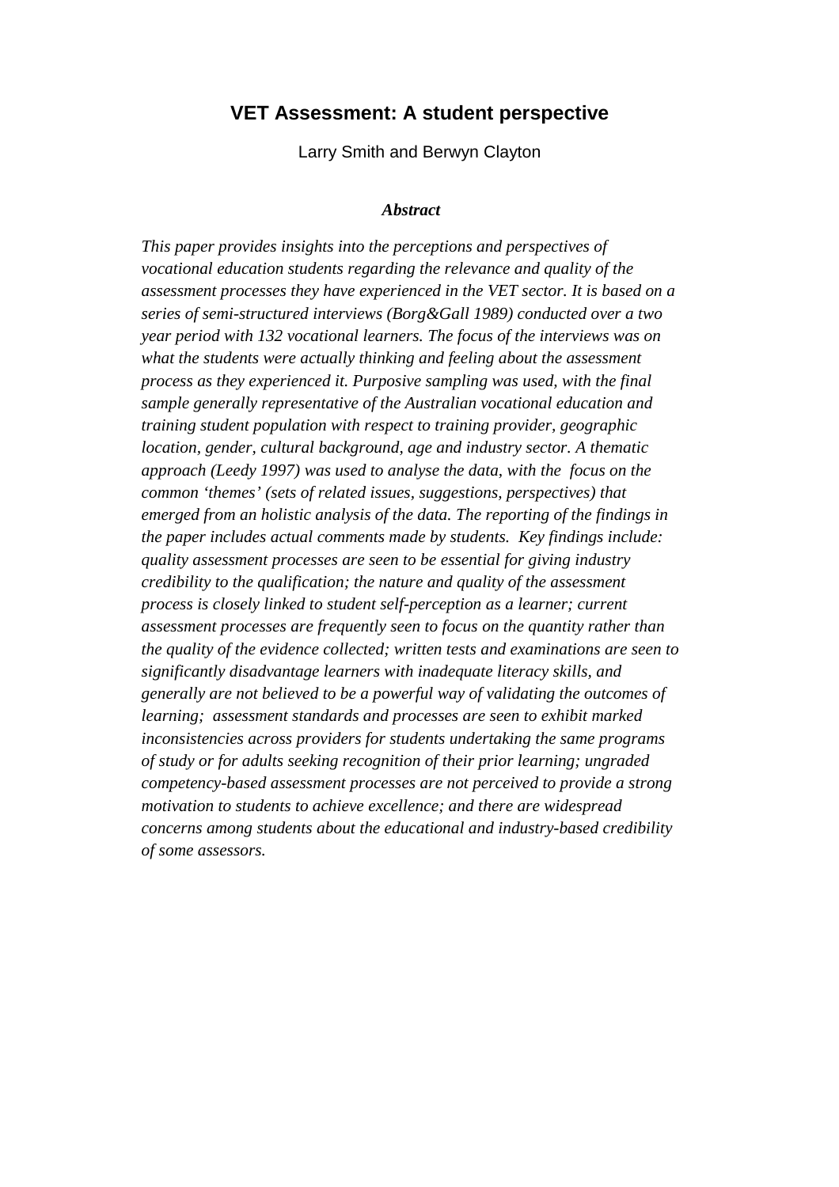# VET Assessment: A student perspective

Larry Smith and Berwyn Clayton

***Abstract***

*This paper provides insights into the perceptions and perspectives of vocational education students regarding the relevance and quality of the assessment processes they have experienced in the VET sector. It is based on a series of semi-structured interviews (Borg&Gall 1989) conducted over a two year period with 132 vocational learners. The focus of the interviews was on what the students were actually thinking and feeling about the assessment process as they experienced it. Purposive sampling was used, with the final sample generally representative of the Australian vocational education and training student population with respect to training provider, geographic location, gender, cultural background, age and industry sector. A thematic approach (Leedy 1997) was used to analyse the data, with the focus on the common 'themes' (sets of related issues, suggestions, perspectives) that emerged from an holistic analysis of the data. The reporting of the findings in the paper includes actual comments made by students. Key findings include: quality assessment processes are seen to be essential for giving industry credibility to the qualification; the nature and quality of the assessment process is closely linked to student self-perception as a learner; current assessment processes are frequently seen to focus on the quantity rather than the quality of the evidence collected; written tests and examinations are seen to significantly disadvantage learners with inadequate literacy skills, and generally are not believed to be a powerful way of validating the outcomes of learning; assessment standards and processes are seen to exhibit marked inconsistencies across providers for students undertaking the same programs of study or for adults seeking recognition of their prior learning; ungraded competency-based assessment processes are not perceived to provide a strong motivation to students to achieve excellence; and there are widespread concerns among students about the educational and industry-based credibility of some assessors.*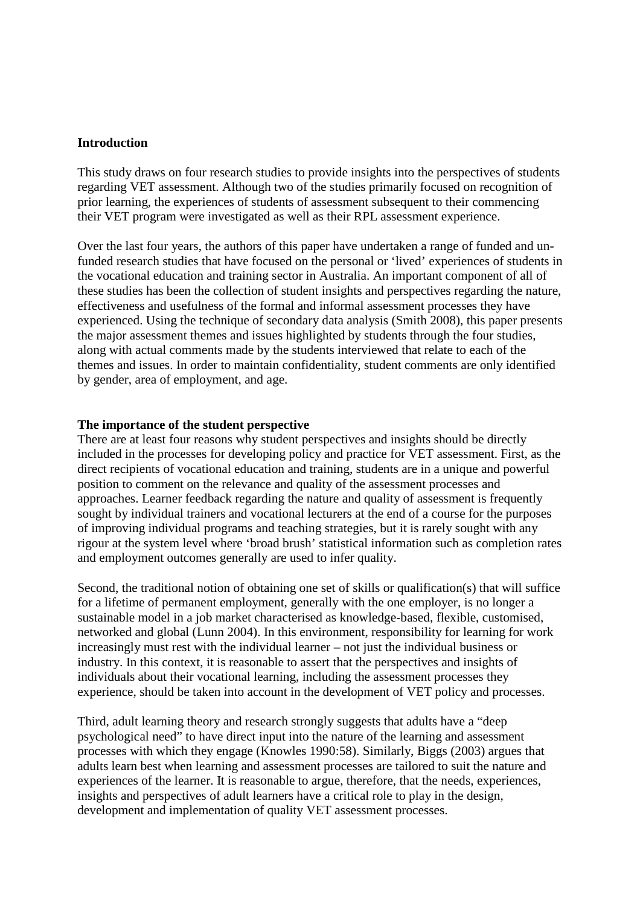**Introduction**

This study draws on four research studies to provide insights into the perspectives of students regarding VET assessment. Although two of the studies primarily focused on recognition of prior learning, the experiences of students of assessment subsequent to their commencing their VET program were investigated as well as their RPL assessment experience.

Over the last four years, the authors of this paper have undertaken a range of funded and un-funded research studies that have focused on the personal or 'lived' experiences of students in the vocational education and training sector in Australia. An important component of all of these studies has been the collection of student insights and perspectives regarding the nature, effectiveness and usefulness of the formal and informal assessment processes they have experienced. Using the technique of secondary data analysis (Smith 2008), this paper presents the major assessment themes and issues highlighted by students through the four studies, along with actual comments made by the students interviewed that relate to each of the themes and issues. In order to maintain confidentiality, student comments are only identified by gender, area of employment, and age.

**The importance of the student perspective**

There are at least four reasons why student perspectives and insights should be directly included in the processes for developing policy and practice for VET assessment. First, as the direct recipients of vocational education and training, students are in a unique and powerful position to comment on the relevance and quality of the assessment processes and approaches. Learner feedback regarding the nature and quality of assessment is frequently sought by individual trainers and vocational lecturers at the end of a course for the purposes of improving individual programs and teaching strategies, but it is rarely sought with any rigour at the system level where 'broad brush' statistical information such as completion rates and employment outcomes generally are used to infer quality.

Second, the traditional notion of obtaining one set of skills or qualification(s) that will suffice for a lifetime of permanent employment, generally with the one employer, is no longer a sustainable model in a job market characterised as knowledge-based, flexible, customised, networked and global (Lunn 2004). In this environment, responsibility for learning for work increasingly must rest with the individual learner – not just the individual business or industry. In this context, it is reasonable to assert that the perspectives and insights of individuals about their vocational learning, including the assessment processes they experience, should be taken into account in the development of VET policy and processes.

Third, adult learning theory and research strongly suggests that adults have a "deep psychological need" to have direct input into the nature of the learning and assessment processes with which they engage (Knowles 1990:58). Similarly, Biggs (2003) argues that adults learn best when learning and assessment processes are tailored to suit the nature and experiences of the learner. It is reasonable to argue, therefore, that the needs, experiences, insights and perspectives of adult learners have a critical role to play in the design, development and implementation of quality VET assessment processes.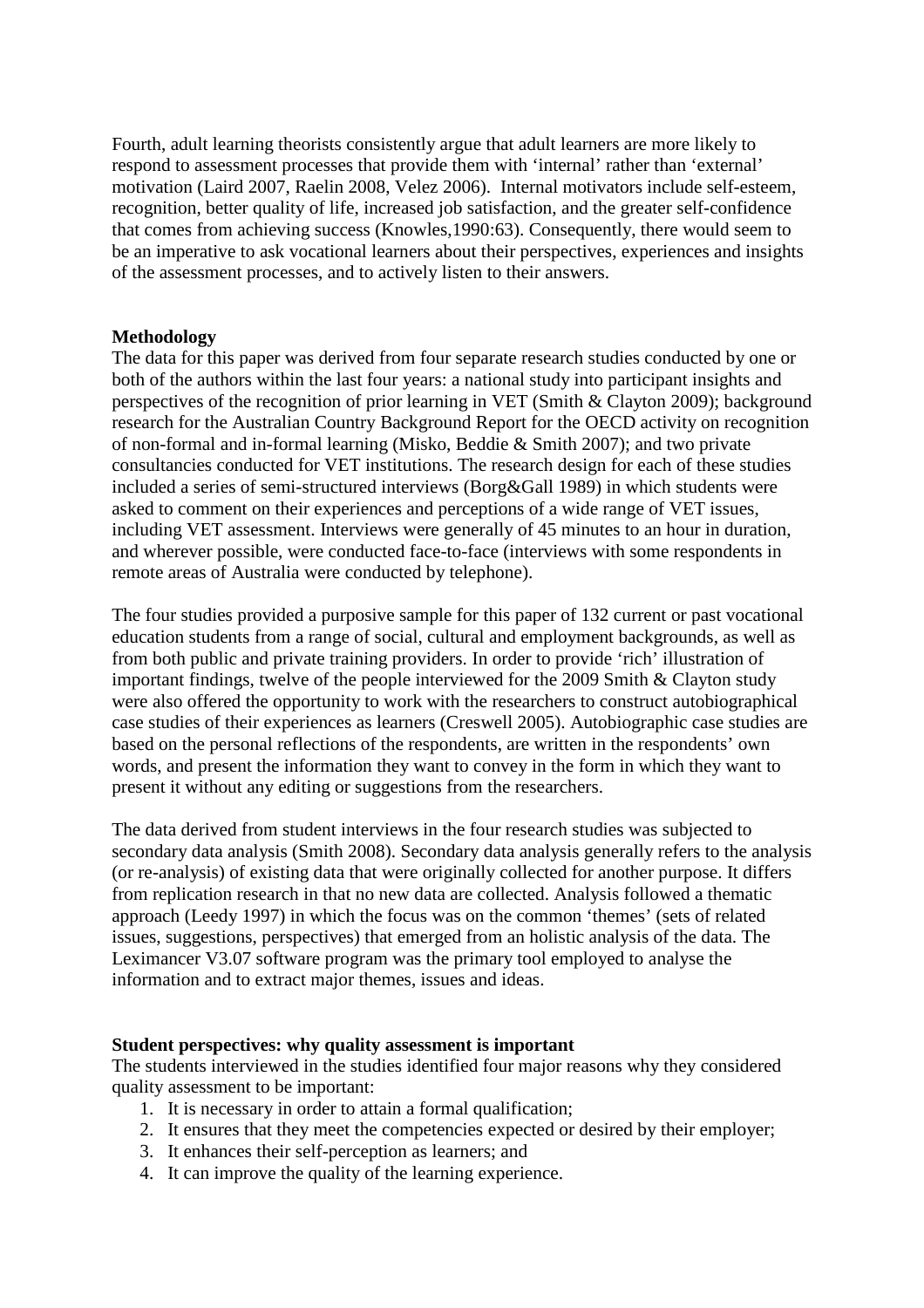Fourth, adult learning theorists consistently argue that adult learners are more likely to respond to assessment processes that provide them with 'internal' rather than 'external' motivation (Laird 2007, Raelin 2008, Velez 2006). Internal motivators include self-esteem, recognition, better quality of life, increased job satisfaction, and the greater self-confidence that comes from achieving success (Knowles,1990:63). Consequently, there would seem to be an imperative to ask vocational learners about their perspectives, experiences and insights of the assessment processes, and to actively listen to their answers.

**Methodology**

The data for this paper was derived from four separate research studies conducted by one or both of the authors within the last four years: a national study into participant insights and perspectives of the recognition of prior learning in VET (Smith & Clayton 2009); background research for the Australian Country Background Report for the OECD activity on recognition of non-formal and in-formal learning (Misko, Beddie & Smith 2007); and two private consultancies conducted for VET institutions. The research design for each of these studies included a series of semi-structured interviews (Borg&Gall 1989) in which students were asked to comment on their experiences and perceptions of a wide range of VET issues, including VET assessment. Interviews were generally of 45 minutes to an hour in duration, and wherever possible, were conducted face-to-face (interviews with some respondents in remote areas of Australia were conducted by telephone).

The four studies provided a purposive sample for this paper of 132 current or past vocational education students from a range of social, cultural and employment backgrounds, as well as from both public and private training providers. In order to provide 'rich' illustration of important findings, twelve of the people interviewed for the 2009 Smith & Clayton study were also offered the opportunity to work with the researchers to construct autobiographical case studies of their experiences as learners (Creswell 2005). Autobiographic case studies are based on the personal reflections of the respondents, are written in the respondents' own words, and present the information they want to convey in the form in which they want to present it without any editing or suggestions from the researchers.

The data derived from student interviews in the four research studies was subjected to secondary data analysis (Smith 2008). Secondary data analysis generally refers to the analysis (or re-analysis) of existing data that were originally collected for another purpose. It differs from replication research in that no new data are collected. Analysis followed a thematic approach (Leedy 1997) in which the focus was on the common 'themes' (sets of related issues, suggestions, perspectives) that emerged from an holistic analysis of the data. The Leximancer V3.07 software program was the primary tool employed to analyse the information and to extract major themes, issues and ideas.

**Student perspectives: why quality assessment is important**

The students interviewed in the studies identified four major reasons why they considered quality assessment to be important:

1. It is necessary in order to attain a formal qualification;
2. It ensures that they meet the competencies expected or desired by their employer;
3. It enhances their self-perception as learners; and
4. It can improve the quality of the learning experience.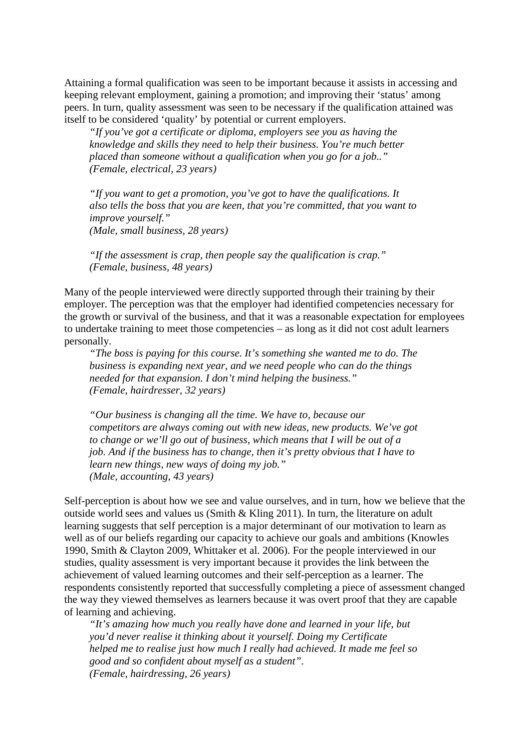Attaining a formal qualification was seen to be important because it assists in accessing and keeping relevant employment, gaining a promotion; and improving their 'status' among peers. In turn, quality assessment was seen to be necessary if the qualification attained was itself to be considered 'quality' by potential or current employers.

> *"If you've got a certificate or diploma, employers see you as having the knowledge and skills they need to help their business. You're much better placed than someone without a qualification when you go for a job.."*
> *(Female, electrical, 23 years)*

> *"If you want to get a promotion, you've got to have the qualifications. It also tells the boss that you are keen, that you're committed, that you want to improve yourself."*
> *(Male, small business, 28 years)*

> *"If the assessment is crap, then people say the qualification is crap."*
> *(Female, business, 48 years)*

Many of the people interviewed were directly supported through their training by their employer. The perception was that the employer had identified competencies necessary for the growth or survival of the business, and that it was a reasonable expectation for employees to undertake training to meet those competencies – as long as it did not cost adult learners personally.

> *"The boss is paying for this course. It's something she wanted me to do. The business is expanding next year, and we need people who can do the things needed for that expansion. I don't mind helping the business."*
> *(Female, hairdresser, 32 years)*

> *"Our business is changing all the time. We have to, because our competitors are always coming out with new ideas, new products. We've got to change or we'll go out of business, which means that I will be out of a job. And if the business has to change, then it's pretty obvious that I have to learn new things, new ways of doing my job."*
> *(Male, accounting, 43 years)*

Self-perception is about how we see and value ourselves, and in turn, how we believe that the outside world sees and values us (Smith & Kling 2011). In turn, the literature on adult learning suggests that self perception is a major determinant of our motivation to learn as well as of our beliefs regarding our capacity to achieve our goals and ambitions (Knowles 1990, Smith & Clayton 2009, Whittaker et al. 2006). For the people interviewed in our studies, quality assessment is very important because it provides the link between the achievement of valued learning outcomes and their self-perception as a learner. The respondents consistently reported that successfully completing a piece of assessment changed the way they viewed themselves as learners because it was overt proof that they are capable of learning and achieving.

> *"It's amazing how much you really have done and learned in your life, but you'd never realise it thinking about it yourself. Doing my Certificate helped me to realise just how much I really had achieved. It made me feel so good and so confident about myself as a student".*
> *(Female, hairdressing, 26 years)*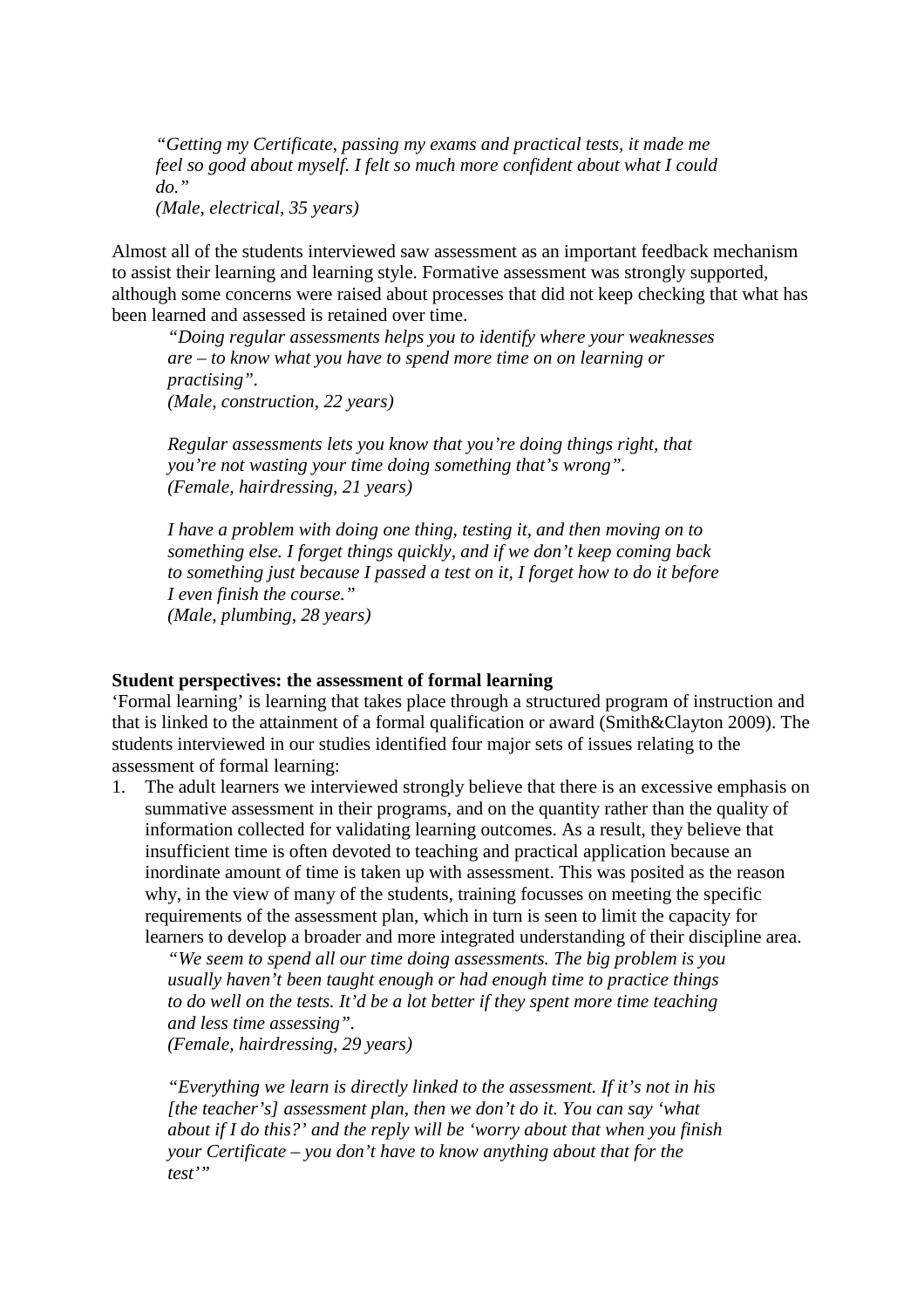> *“Getting my Certificate, passing my exams and practical tests, it made me feel so good about myself. I felt so much more confident about what I could do.”*
> *(Male, electrical, 35 years)*

Almost all of the students interviewed saw assessment as an important feedback mechanism to assist their learning and learning style. Formative assessment was strongly supported, although some concerns were raised about processes that did not keep checking that what has been learned and assessed is retained over time.

> *“Doing regular assessments helps you to identify where your weaknesses are – to know what you have to spend more time on on learning or practising”.*
> *(Male, construction, 22 years)*
>
> *Regular assessments lets you know that you’re doing things right, that you’re not wasting your time doing something that’s wrong”.*
> *(Female, hairdressing, 21 years)*
>
> *I have a problem with doing one thing, testing it, and then moving on to something else. I forget things quickly, and if we don’t keep coming back to something just because I passed a test on it, I forget how to do it before I even finish the course.”*
> *(Male, plumbing, 28 years)*

**Student perspectives: the assessment of formal learning**

‘Formal learning’ is learning that takes place through a structured program of instruction and that is linked to the attainment of a formal qualification or award (Smith&Clayton 2009). The students interviewed in our studies identified four major sets of issues relating to the assessment of formal learning:

1. The adult learners we interviewed strongly believe that there is an excessive emphasis on summative assessment in their programs, and on the quantity rather than the quality of information collected for validating learning outcomes. As a result, they believe that insufficient time is often devoted to teaching and practical application because an inordinate amount of time is taken up with assessment. This was posited as the reason why, in the view of many of the students, training focusses on meeting the specific requirements of the assessment plan, which in turn is seen to limit the capacity for learners to develop a broader and more integrated understanding of their discipline area.

   > *“We seem to spend all our time doing assessments. The big problem is you usually haven’t been taught enough or had enough time to practice things to do well on the tests. It’d be a lot better if they spent more time teaching and less time assessing”.*
   > *(Female, hairdressing, 29 years)*
   >
   > *“Everything we learn is directly linked to the assessment. If it’s not in his [the teacher’s] assessment plan, then we don’t do it. You can say ‘what about if I do this?’ and the reply will be ‘worry about that when you finish your Certificate – you don’t have to know anything about that for the test’”*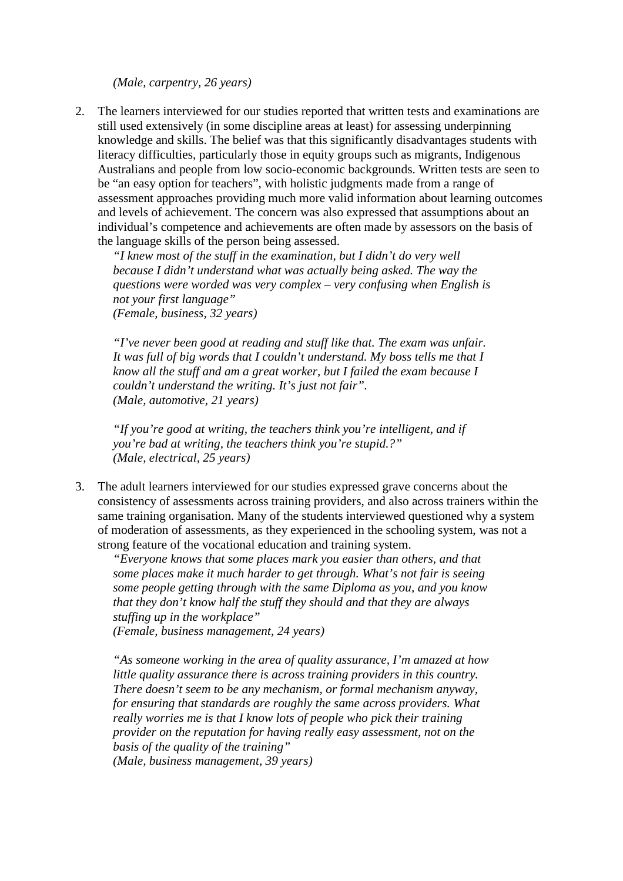*(Male, carpentry, 26 years)*

2. The learners interviewed for our studies reported that written tests and examinations are still used extensively (in some discipline areas at least) for assessing underpinning knowledge and skills. The belief was that this significantly disadvantages students with literacy difficulties, particularly those in equity groups such as migrants, Indigenous Australians and people from low socio-economic backgrounds. Written tests are seen to be "an easy option for teachers", with holistic judgments made from a range of assessment approaches providing much more valid information about learning outcomes and levels of achievement. The concern was also expressed that assumptions about an individual's competence and achievements are often made by assessors on the basis of the language skills of the person being assessed.

   *"I knew most of the stuff in the examination, but I didn't do very well because I didn't understand what was actually being asked. The way the questions were worded was very complex – very confusing when English is not your first language"*
   *(Female, business, 32 years)*

   *"I've never been good at reading and stuff like that. The exam was unfair. It was full of big words that I couldn't understand. My boss tells me that I know all the stuff and am a great worker, but I failed the exam because I couldn't understand the writing. It's just not fair".*
   *(Male, automotive, 21 years)*

   *"If you're good at writing, the teachers think you're intelligent, and if you're bad at writing, the teachers think you're stupid.?"*
   *(Male, electrical, 25 years)*

3. The adult learners interviewed for our studies expressed grave concerns about the consistency of assessments across training providers, and also across trainers within the same training organisation. Many of the students interviewed questioned why a system of moderation of assessments, as they experienced in the schooling system, was not a strong feature of the vocational education and training system.

   *"Everyone knows that some places mark you easier than others, and that some places make it much harder to get through. What's not fair is seeing some people getting through with the same Diploma as you, and you know that they don't know half the stuff they should and that they are always stuffing up in the workplace"*
   *(Female, business management, 24 years)*

   *"As someone working in the area of quality assurance, I'm amazed at how little quality assurance there is across training providers in this country. There doesn't seem to be any mechanism, or formal mechanism anyway, for ensuring that standards are roughly the same across providers. What really worries me is that I know lots of people who pick their training provider on the reputation for having really easy assessment, not on the basis of the quality of the training"*
   *(Male, business management, 39 years)*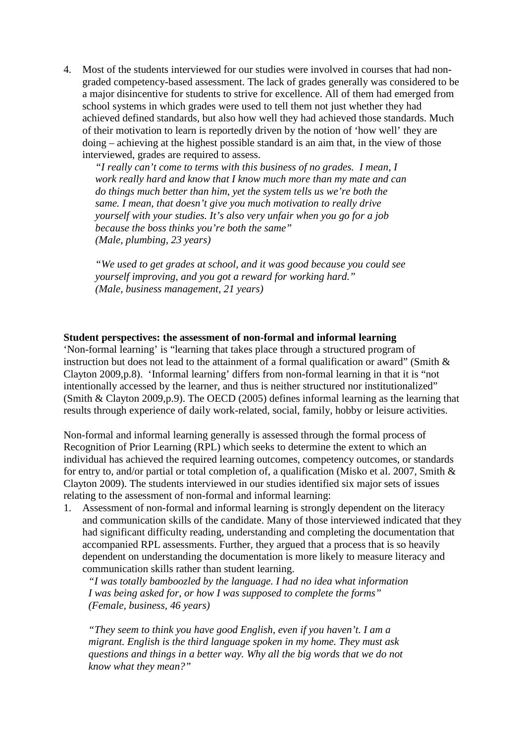4. Most of the students interviewed for our studies were involved in courses that had non-graded competency-based assessment. The lack of grades generally was considered to be a major disincentive for students to strive for excellence. All of them had emerged from school systems in which grades were used to tell them not just whether they had achieved defined standards, but also how well they had achieved those standards. Much of their motivation to learn is reportedly driven by the notion of 'how well' they are doing – achieving at the highest possible standard is an aim that, in the view of those interviewed, grades are required to assess.

   *"I really can't come to terms with this business of no grades. I mean, I work really hard and know that I know much more than my mate and can do things much better than him, yet the system tells us we're both the same. I mean, that doesn't give you much motivation to really drive yourself with your studies. It's also very unfair when you go for a job because the boss thinks you're both the same"*
   *(Male, plumbing, 23 years)*

   *"We used to get grades at school, and it was good because you could see yourself improving, and you got a reward for working hard."*
   *(Male, business management, 21 years)*

**Student perspectives: the assessment of non-formal and informal learning**

'Non-formal learning' is "learning that takes place through a structured program of instruction but does not lead to the attainment of a formal qualification or award" (Smith & Clayton 2009,p.8). 'Informal learning' differs from non-formal learning in that it is "not intentionally accessed by the learner, and thus is neither structured nor institutionalized" (Smith & Clayton 2009,p.9). The OECD (2005) defines informal learning as the learning that results through experience of daily work-related, social, family, hobby or leisure activities.

Non-formal and informal learning generally is assessed through the formal process of Recognition of Prior Learning (RPL) which seeks to determine the extent to which an individual has achieved the required learning outcomes, competency outcomes, or standards for entry to, and/or partial or total completion of, a qualification (Misko et al. 2007, Smith & Clayton 2009). The students interviewed in our studies identified six major sets of issues relating to the assessment of non-formal and informal learning:

1. Assessment of non-formal and informal learning is strongly dependent on the literacy and communication skills of the candidate. Many of those interviewed indicated that they had significant difficulty reading, understanding and completing the documentation that accompanied RPL assessments. Further, they argued that a process that is so heavily dependent on understanding the documentation is more likely to measure literacy and communication skills rather than student learning.

   *"I was totally bamboozled by the language. I had no idea what information I was being asked for, or how I was supposed to complete the forms"*
   *(Female, business, 46 years)*

   *"They seem to think you have good English, even if you haven't. I am a migrant. English is the third language spoken in my home. They must ask questions and things in a better way. Why all the big words that we do not know what they mean?"*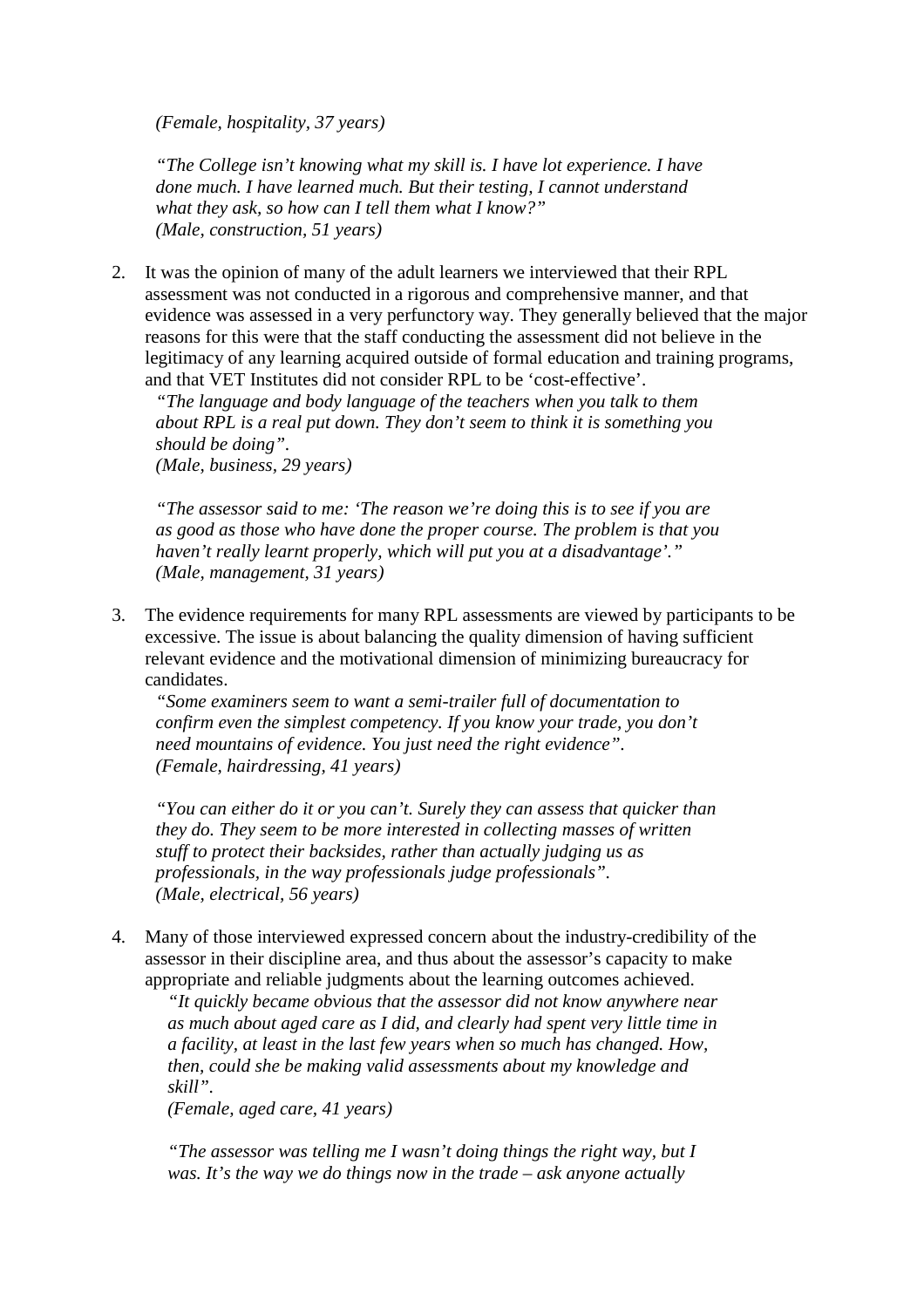*(Female, hospitality, 37 years)*

*"The College isn't knowing what my skill is. I have lot experience. I have done much. I have learned much. But their testing, I cannot understand what they ask, so how can I tell them what I know?"*
*(Male, construction, 51 years)*

2. It was the opinion of many of the adult learners we interviewed that their RPL assessment was not conducted in a rigorous and comprehensive manner, and that evidence was assessed in a very perfunctory way. They generally believed that the major reasons for this were that the staff conducting the assessment did not believe in the legitimacy of any learning acquired outside of formal education and training programs, and that VET Institutes did not consider RPL to be 'cost-effective'.

   *"The language and body language of the teachers when you talk to them about RPL is a real put down. They don't seem to think it is something you should be doing".*
   *(Male, business, 29 years)*

   *"The assessor said to me: 'The reason we're doing this is to see if you are as good as those who have done the proper course. The problem is that you haven't really learnt properly, which will put you at a disadvantage'."*
   *(Male, management, 31 years)*

3. The evidence requirements for many RPL assessments are viewed by participants to be excessive. The issue is about balancing the quality dimension of having sufficient relevant evidence and the motivational dimension of minimizing bureaucracy for candidates.

   *"Some examiners seem to want a semi-trailer full of documentation to confirm even the simplest competency. If you know your trade, you don't need mountains of evidence. You just need the right evidence".*
   *(Female, hairdressing, 41 years)*

   *"You can either do it or you can't. Surely they can assess that quicker than they do. They seem to be more interested in collecting masses of written stuff to protect their backsides, rather than actually judging us as professionals, in the way professionals judge professionals".*
   *(Male, electrical, 56 years)*

4. Many of those interviewed expressed concern about the industry-credibility of the assessor in their discipline area, and thus about the assessor's capacity to make appropriate and reliable judgments about the learning outcomes achieved.

   *"It quickly became obvious that the assessor did not know anywhere near as much about aged care as I did, and clearly had spent very little time in a facility, at least in the last few years when so much has changed. How, then, could she be making valid assessments about my knowledge and skill".*
   *(Female, aged care, 41 years)*

   *"The assessor was telling me I wasn't doing things the right way, but I was. It's the way we do things now in the trade – ask anyone actually*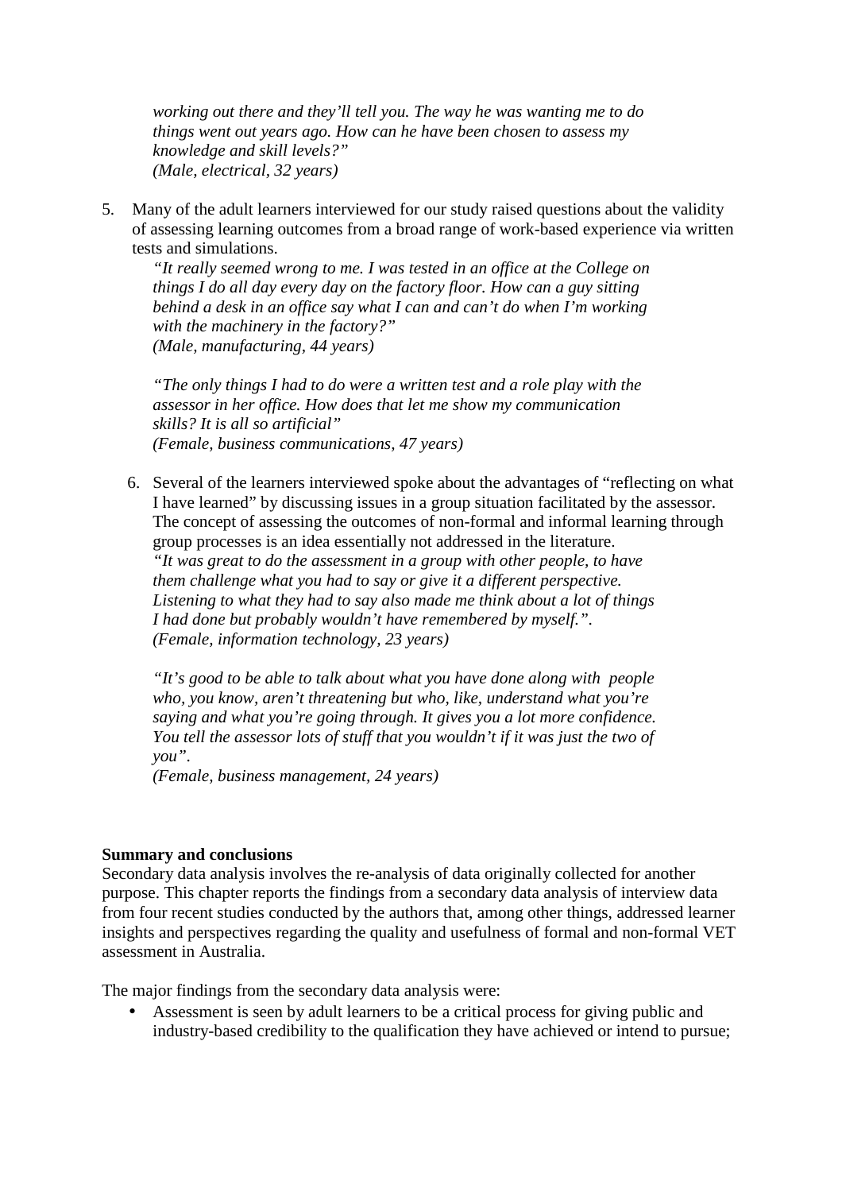*working out there and they'll tell you. The way he was wanting me to do things went out years ago. How can he have been chosen to assess my knowledge and skill levels?"*
*(Male, electrical, 32 years)*

5. Many of the adult learners interviewed for our study raised questions about the validity of assessing learning outcomes from a broad range of work-based experience via written tests and simulations.

   *"It really seemed wrong to me. I was tested in an office at the College on things I do all day every day on the factory floor. How can a guy sitting behind a desk in an office say what I can and can't do when I'm working with the machinery in the factory?"*
   *(Male, manufacturing, 44 years)*

   *"The only things I had to do were a written test and a role play with the assessor in her office. How does that let me show my communication skills? It is all so artificial"*
   *(Female, business communications, 47 years)*

6. Several of the learners interviewed spoke about the advantages of "reflecting on what I have learned" by discussing issues in a group situation facilitated by the assessor. The concept of assessing the outcomes of non-formal and informal learning through group processes is an idea essentially not addressed in the literature.
   *"It was great to do the assessment in a group with other people, to have them challenge what you had to say or give it a different perspective. Listening to what they had to say also made me think about a lot of things I had done but probably wouldn't have remembered by myself.".*
   *(Female, information technology, 23 years)*

   *"It's good to be able to talk about what you have done along with people who, you know, aren't threatening but who, like, understand what you're saying and what you're going through. It gives you a lot more confidence. You tell the assessor lots of stuff that you wouldn't if it was just the two of you".*
   *(Female, business management, 24 years)*

**Summary and conclusions**

Secondary data analysis involves the re-analysis of data originally collected for another purpose. This chapter reports the findings from a secondary data analysis of interview data from four recent studies conducted by the authors that, among other things, addressed learner insights and perspectives regarding the quality and usefulness of formal and non-formal VET assessment in Australia.

The major findings from the secondary data analysis were:

- Assessment is seen by adult learners to be a critical process for giving public and industry-based credibility to the qualification they have achieved or intend to pursue;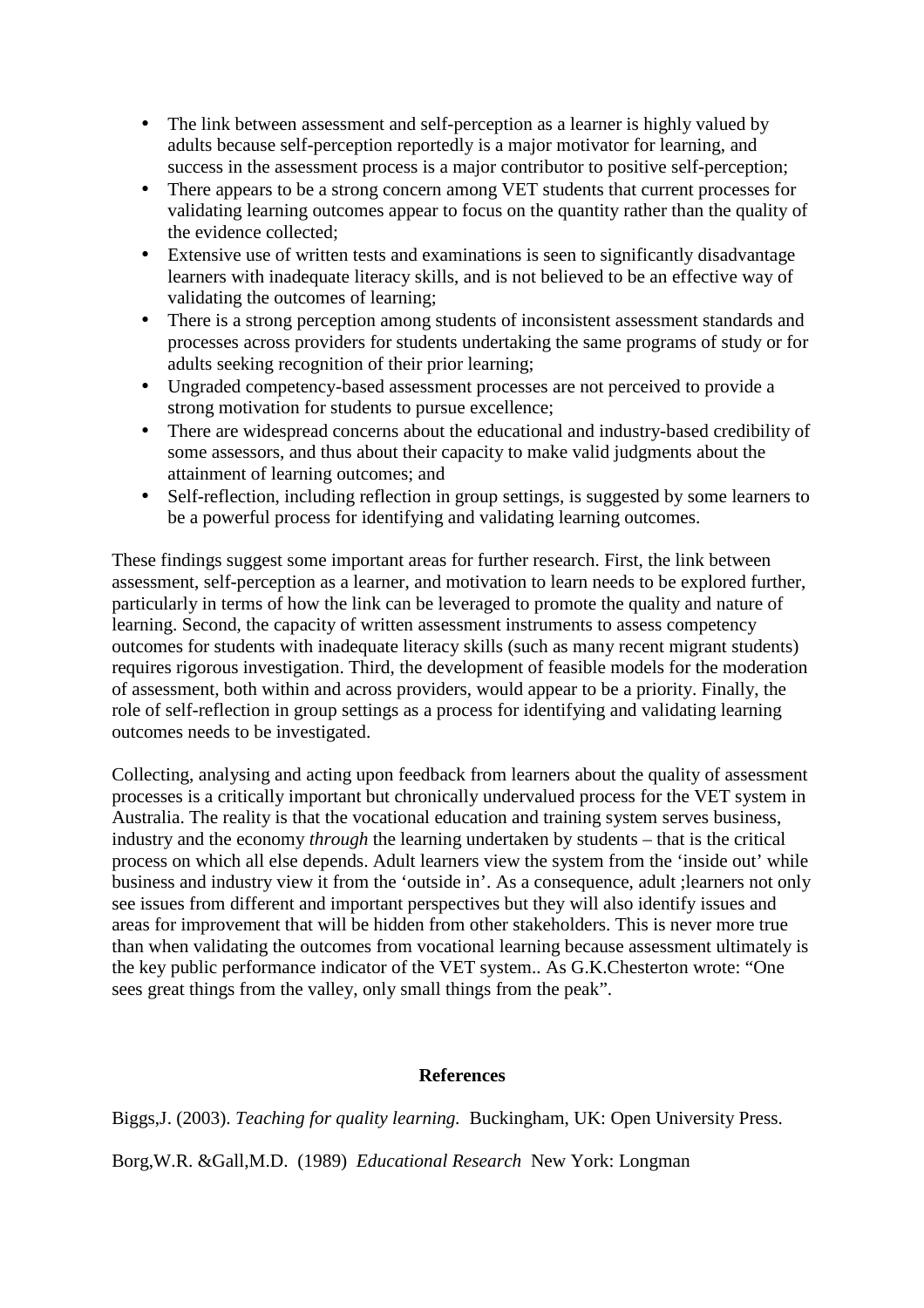- The link between assessment and self-perception as a learner is highly valued by adults because self-perception reportedly is a major motivator for learning, and success in the assessment process is a major contributor to positive self-perception;
- There appears to be a strong concern among VET students that current processes for validating learning outcomes appear to focus on the quantity rather than the quality of the evidence collected;
- Extensive use of written tests and examinations is seen to significantly disadvantage learners with inadequate literacy skills, and is not believed to be an effective way of validating the outcomes of learning;
- There is a strong perception among students of inconsistent assessment standards and processes across providers for students undertaking the same programs of study or for adults seeking recognition of their prior learning;
- Ungraded competency-based assessment processes are not perceived to provide a strong motivation for students to pursue excellence;
- There are widespread concerns about the educational and industry-based credibility of some assessors, and thus about their capacity to make valid judgments about the attainment of learning outcomes; and
- Self-reflection, including reflection in group settings, is suggested by some learners to be a powerful process for identifying and validating learning outcomes.

These findings suggest some important areas for further research. First, the link between assessment, self-perception as a learner, and motivation to learn needs to be explored further, particularly in terms of how the link can be leveraged to promote the quality and nature of learning. Second, the capacity of written assessment instruments to assess competency outcomes for students with inadequate literacy skills (such as many recent migrant students) requires rigorous investigation. Third, the development of feasible models for the moderation of assessment, both within and across providers, would appear to be a priority. Finally, the role of self-reflection in group settings as a process for identifying and validating learning outcomes needs to be investigated.

Collecting, analysing and acting upon feedback from learners about the quality of assessment processes is a critically important but chronically undervalued process for the VET system in Australia. The reality is that the vocational education and training system serves business, industry and the economy *through* the learning undertaken by students – that is the critical process on which all else depends. Adult learners view the system from the 'inside out' while business and industry view it from the 'outside in'. As a consequence, adult ;learners not only see issues from different and important perspectives but they will also identify issues and areas for improvement that will be hidden from other stakeholders. This is never more true than when validating the outcomes from vocational learning because assessment ultimately is the key public performance indicator of the VET system.. As G.K.Chesterton wrote: "One sees great things from the valley, only small things from the peak".

## References

Biggs,J. (2003). *Teaching for quality learning.* Buckingham, UK: Open University Press.

Borg,W.R. &Gall,M.D. (1989) *Educational Research* New York: Longman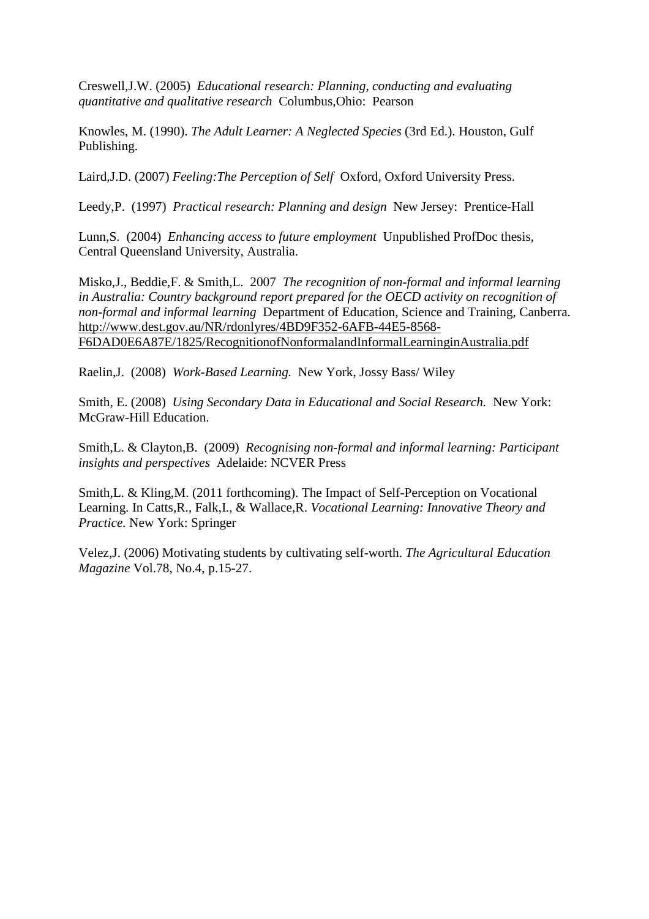Creswell,J.W. (2005)  *Educational research: Planning, conducting and evaluating quantitative and qualitative research*  Columbus,Ohio:  Pearson

Knowles, M. (1990). *The Adult Learner: A Neglected Species* (3rd Ed.). Houston, Gulf Publishing.

Laird,J.D. (2007) *Feeling:The Perception of Self*  Oxford, Oxford University Press.

Leedy,P.  (1997)  *Practical research: Planning and design*  New Jersey:  Prentice-Hall

Lunn,S.  (2004)  *Enhancing access to future employment*  Unpublished ProfDoc thesis, Central Queensland University, Australia.

Misko,J., Beddie,F. & Smith,L.  2007  *The recognition of non-formal and informal learning in Australia: Country background report prepared for the OECD activity on recognition of non-formal and informal learning*  Department of Education, Science and Training, Canberra. http://www.dest.gov.au/NR/rdonlyres/4BD9F352-6AFB-44E5-8568-F6DAD0E6A87E/1825/RecognitionofNonformalandInformalLearninginAustralia.pdf

Raelin,J.  (2008)  *Work-Based Learning.*  New York, Jossy Bass/ Wiley

Smith, E. (2008)  *Using Secondary Data in Educational and Social Research.*  New York: McGraw-Hill Education.

Smith,L. & Clayton,B.  (2009)  *Recognising non-formal and informal learning: Participant insights and perspectives*  Adelaide: NCVER Press

Smith,L. & Kling,M. (2011 forthcoming). The Impact of Self-Perception on Vocational Learning. In Catts,R., Falk,I., & Wallace,R. *Vocational Learning: Innovative Theory and Practice.* New York: Springer

Velez,J. (2006) Motivating students by cultivating self-worth. *The Agricultural Education Magazine* Vol.78, No.4, p.15-27.